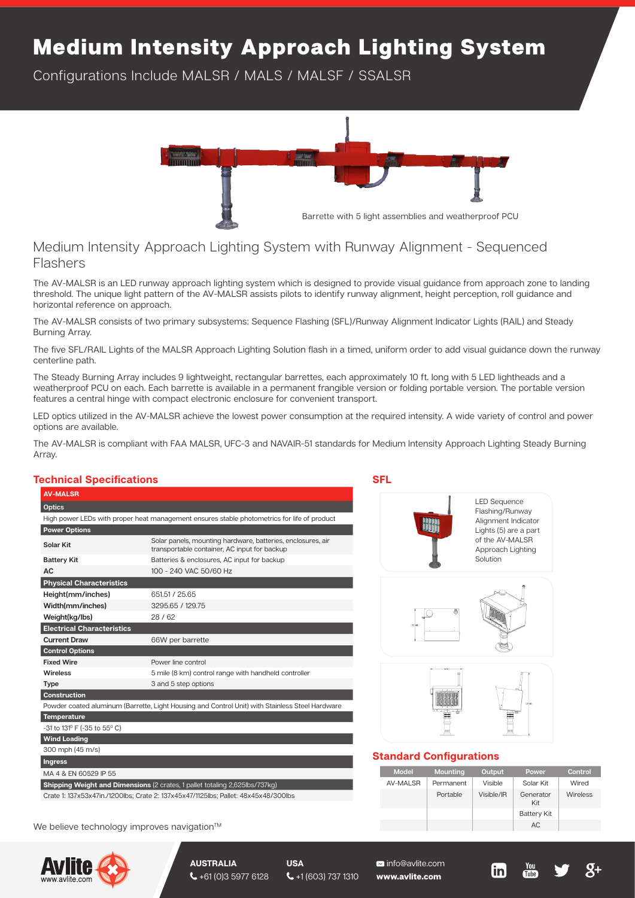# Medium Intensity Approach Lighting System

Configurations Include MALSR / MALS / MALSF / SSALSR

Barrette with 5 light assemblies and weatherproof PCU

## Medium Intensity Approach Lighting System with Runway Alignment - Sequenced Flashers

The AV-MALSR is an LED runway approach lighting system which is designed to provide visual guidance from approach zone to landing threshold. The unique light pattern of the AV-MALSR assists pilots to identify runway alignment, height perception, roll guidance and horizontal reference on approach.

The AV-MALSR consists of two primary subsystems: Sequence Flashing (SFL)/Runway Alignment Indicator Lights (RAIL) and Steady Burning Array.

The five SFL/RAIL Lights of the MALSR Approach Lighting Solution flash in a timed, uniform order to add visual guidance down the runway centerline path.

The Steady Burning Array includes 9 lightweight, rectangular barrettes, each approximately 10 ft. long with 5 LED lightheads and a weatherproof PCU on each. Each barrette is available in a permanent frangible version or folding portable version. The portable version features a central hinge with compact electronic enclosure for convenient transport.

LED optics utilized in the AV-MALSR achieve the lowest power consumption at the required intensity. A wide variety of control and power options are available.

The AV-MALSR is compliant with FAA MALSR, UFC-3 and NAVAIR-51 standards for Medium Intensity Approach Lighting Steady Burning Array.

## Technical Specifications

| AV-MALSR | |
|---|---|
| **Optics** | |
| High power LEDs with proper heat management ensures stable photometrics for life of product | |
| **Power Options** | |
| **Solar Kit** | Solar panels, mounting hardware, batteries, enclosures, air transportable container, AC input for backup |
| **Battery Kit** | Batteries & enclosures, AC input for backup |
| **AC** | 100 - 240 VAC 50/60 Hz |
| **Physical Characteristics** | |
| **Height(mm/inches)** | 651.51 / 25.65 |
| **Width(mm/inches)** | 3295.65 / 129.75 |
| **Weight(kg/lbs)** | 28 / 62 |
| **Electrical Characteristics** | |
| **Current Draw** | 66W per barrette |
| **Control Options** | |
| **Fixed Wire** | Power line control |
| **Wireless** | 5 mile (8 km) control range with handheld controller |
| **Type** | 3 and 5 step options |
| **Construction** | |
| Powder coated aluminum (Barrette, Light Housing and Control Unit) with Stainless Steel Hardware | |
| **Temperature** | |
| -31 to 131° F (-35 to 55° C) | |
| **Wind Loading** | |
| 300 mph (45 m/s) | |
| **Ingress** | |
| MA 4 & EN 60529 IP 55 | |
| **Shipping Weight and Dimensions** (2 crates, 1 pallet totaling 2,625lbs/737kg) | |
| Crate 1: 137x53x47in./1200lbs; Crate 2: 137x45x47/1125lbs; Pallet: 48x45x48/300lbs | |

We believe technology improves navigation™

## SFL

LED Sequence Flashing/Runway Alignment Indicator Lights (5) are a part of the AV-MALSR Approach Lighting Solution

## Standard Configurations

| Model | Mounting | Output | Power | Control |
|---|---|---|---|---|
| AV-MALSR | Permanent | Visible | Solar Kit | Wired |
| | Portable | Visible/IR | Generator Kit | Wireless |
| | | | Battery Kit | |
| | | | AC | |

**AUSTRALIA** +61 (0)3 5977 6128

**USA** +1 (603) 737 1310

info@avlite.com

**www.avlite.com**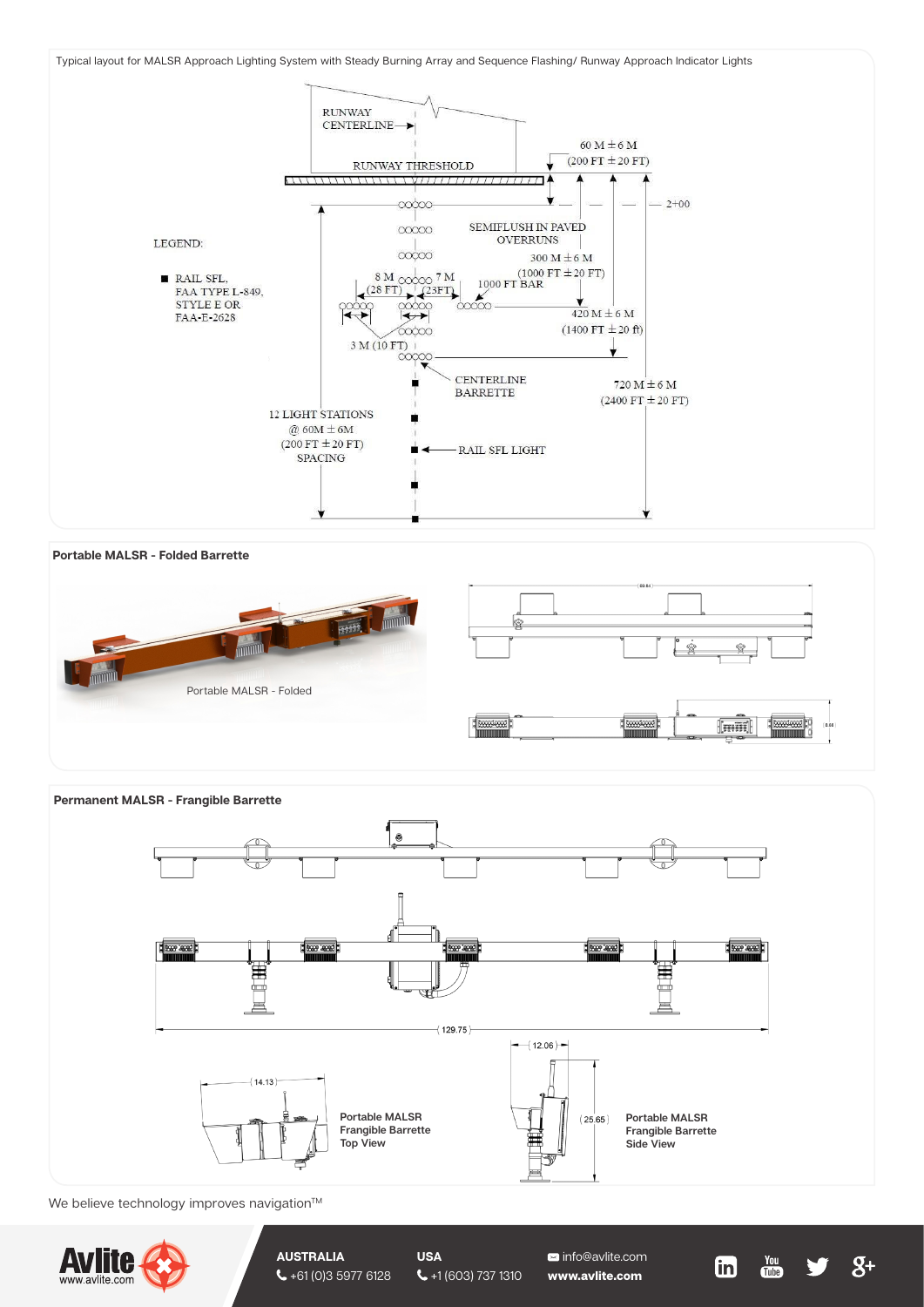Typical layout for MALSR Approach Lighting System with Steady Burning Array and Sequence Flashing/ Runway Approach Indicator Lights

RUNWAY CENTERLINE

RUNWAY THRESHOLD

60 M ± 6 M (200 FT ± 20 FT)

2+00

LEGEND:

■ RAIL SFL, FAA TYPE L-849, STYLE E OR FAA-E-2628

SEMIFLUSH IN PAVED OVERRUNS

300 M ± 6 M (1000 FT ± 20 FT)

8 M (28 FT)

7 M (23FT)

1000 FT BAR

420 M ± 6 M (1400 FT ± 20 ft)

3 M (10 FT)

CENTERLINE BARRETTE

720 M ± 6 M (2400 FT ± 20 FT)

12 LIGHT STATIONS @ 60M ± 6M (200 FT ± 20 FT) SPACING

RAIL SFL LIGHT

**Portable MALSR - Folded Barrette**

Portable MALSR - Folded

**Permanent MALSR - Frangible Barrette**

129.75

14.13

Portable MALSR Frangible Barrette Top View

12.06

25.65

Portable MALSR Frangible Barrette Side View

We believe technology improves navigation™

Avlite www.avlite.com

**AUSTRALIA** +61 (0)3 5977 6128

**USA** +1 (603) 737 1310

info@avlite.com **www.avlite.com**